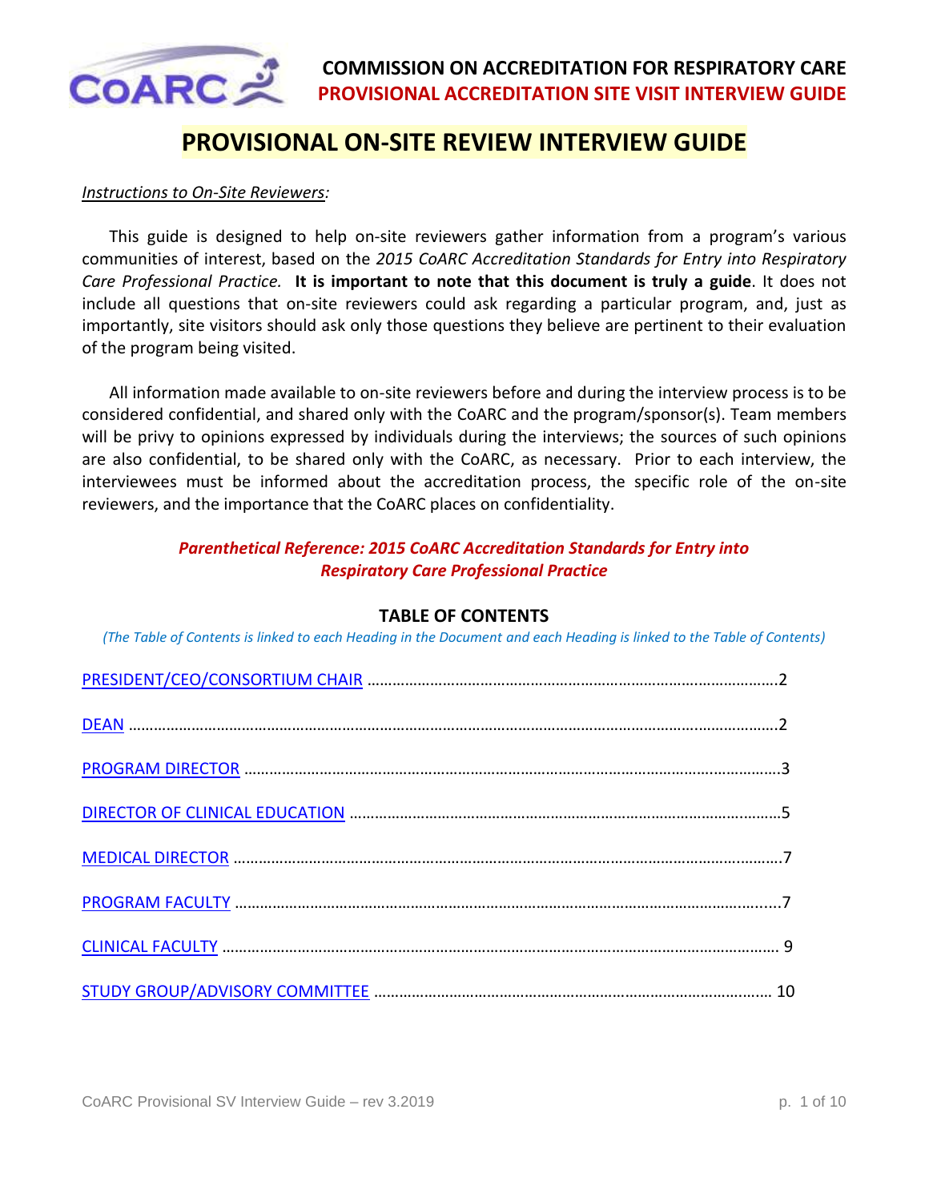**COMMISSION ON ACCREDITATION FOR RESPIRATORY CARE**
**PROVISIONAL ACCREDITATION SITE VISIT INTERVIEW GUIDE**

# PROVISIONAL ON-SITE REVIEW INTERVIEW GUIDE

*Instructions to On-Site Reviewers:*

This guide is designed to help on-site reviewers gather information from a program's various communities of interest, based on the *2015 CoARC Accreditation Standards for Entry into Respiratory Care Professional Practice.* **It is important to note that this document is truly a guide**. It does not include all questions that on-site reviewers could ask regarding a particular program, and, just as importantly, site visitors should ask only those questions they believe are pertinent to their evaluation of the program being visited.

All information made available to on-site reviewers before and during the interview process is to be considered confidential, and shared only with the CoARC and the program/sponsor(s). Team members will be privy to opinions expressed by individuals during the interviews; the sources of such opinions are also confidential, to be shared only with the CoARC, as necessary. Prior to each interview, the interviewees must be informed about the accreditation process, the specific role of the on-site reviewers, and the importance that the CoARC places on confidentiality.

***Parenthetical Reference: 2015 CoARC Accreditation Standards for Entry into Respiratory Care Professional Practice***

## TABLE OF CONTENTS

*(The Table of Contents is linked to each Heading in the Document and each Heading is linked to the Table of Contents)*

PRESIDENT/CEO/CONSORTIUM CHAIR ........ 2

DEAN ........ 2

PROGRAM DIRECTOR ........ 3

DIRECTOR OF CLINICAL EDUCATION ........ 5

MEDICAL DIRECTOR ........ 7

PROGRAM FACULTY ........ 7

CLINICAL FACULTY ........ 9

STUDY GROUP/ADVISORY COMMITTEE ........ 10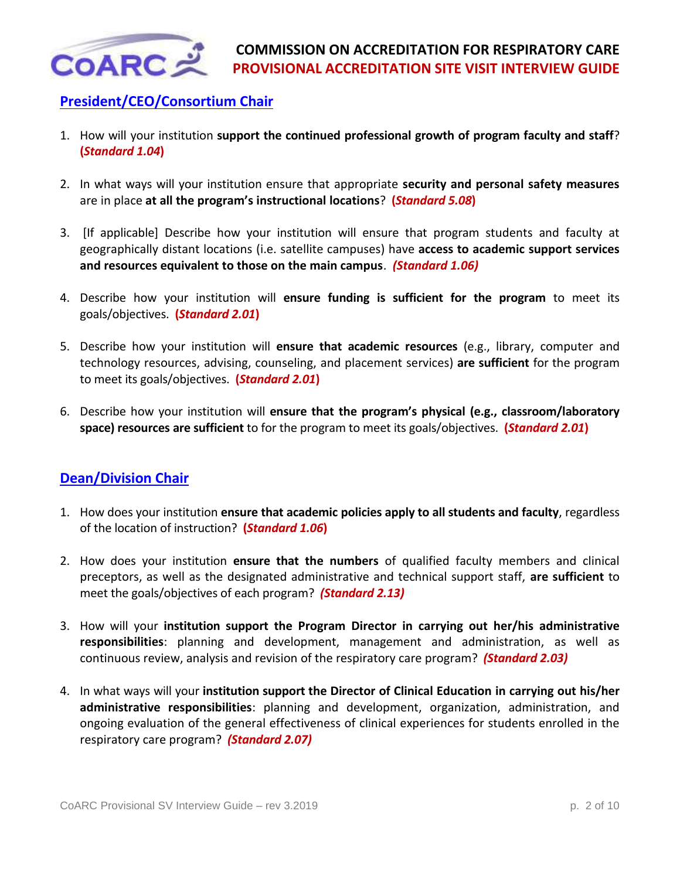## President/CEO/Consortium Chair

1. How will your institution **support the continued professional growth of program faculty and staff**? **(*Standard 1.04*)**

2. In what ways will your institution ensure that appropriate **security and personal safety measures** are in place **at all the program's instructional locations**? **(*Standard 5.08*)**

3. [If applicable] Describe how your institution will ensure that program students and faculty at geographically distant locations (i.e. satellite campuses) have **access to academic support services and resources equivalent to those on the main campus**. ***(Standard 1.06)***

4. Describe how your institution will **ensure funding is sufficient for the program** to meet its goals/objectives. **(*Standard 2.01*)**

5. Describe how your institution will **ensure that academic resources** (e.g., library, computer and technology resources, advising, counseling, and placement services) **are sufficient** for the program to meet its goals/objectives. **(*Standard 2.01*)**

6. Describe how your institution will **ensure that the program's physical (e.g., classroom/laboratory space) resources are sufficient** to for the program to meet its goals/objectives. **(*Standard 2.01*)**

## Dean/Division Chair

1. How does your institution **ensure that academic policies apply to all students and faculty**, regardless of the location of instruction? **(*Standard 1.06*)**

2. How does your institution **ensure that the numbers** of qualified faculty members and clinical preceptors, as well as the designated administrative and technical support staff, **are sufficient** to meet the goals/objectives of each program? ***(Standard 2.13)***

3. How will your **institution support the Program Director in carrying out her/his administrative responsibilities**: planning and development, management and administration, as well as continuous review, analysis and revision of the respiratory care program? ***(Standard 2.03)***

4. In what ways will your **institution support the Director of Clinical Education in carrying out his/her administrative responsibilities**: planning and development, organization, administration, and ongoing evaluation of the general effectiveness of clinical experiences for students enrolled in the respiratory care program? ***(Standard 2.07)***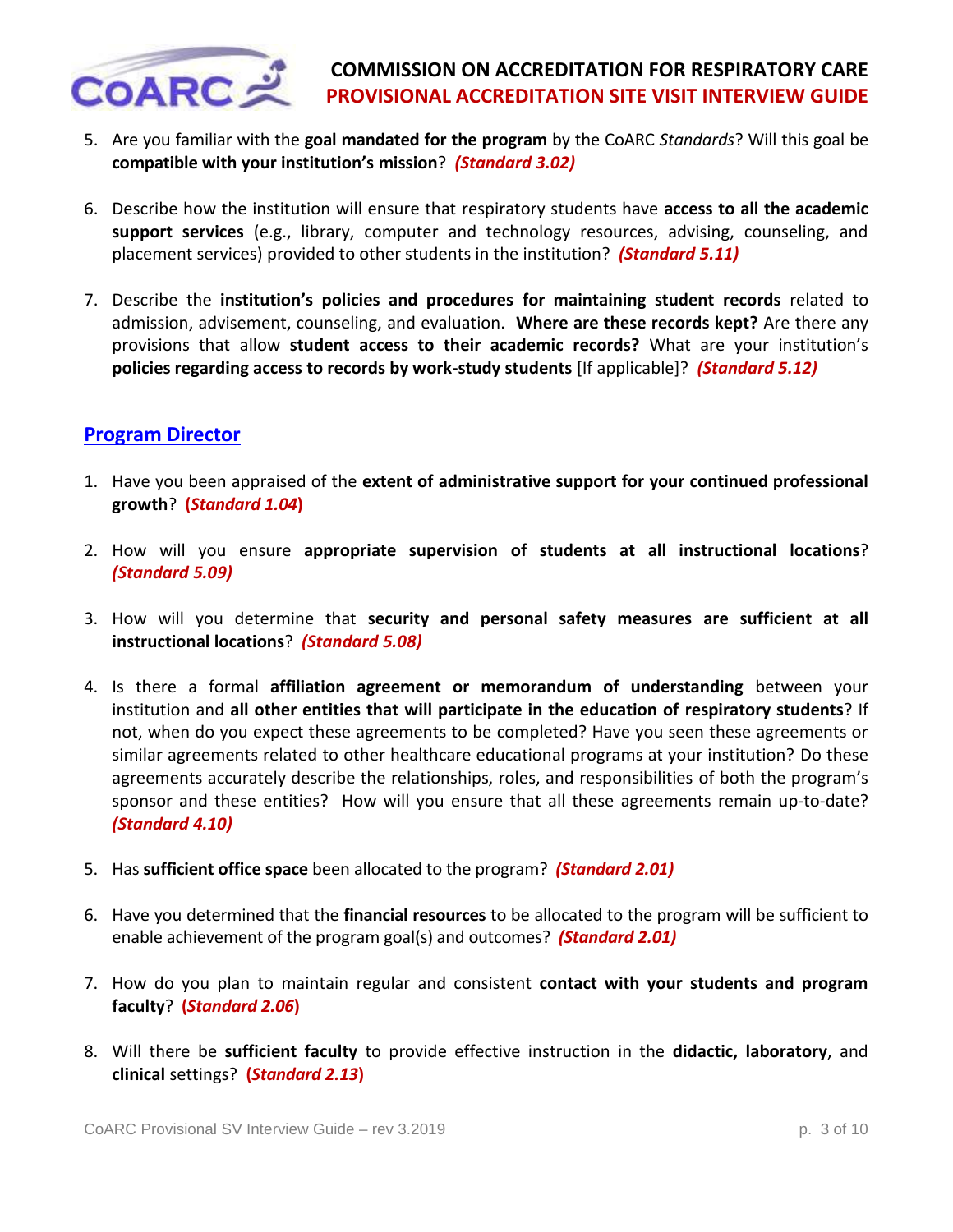5. Are you familiar with the **goal mandated for the program** by the CoARC *Standards*? Will this goal be **compatible with your institution's mission**? ***(Standard 3.02)***

6. Describe how the institution will ensure that respiratory students have **access to all the academic support services** (e.g., library, computer and technology resources, advising, counseling, and placement services) provided to other students in the institution? ***(Standard 5.11)***

7. Describe the **institution's policies and procedures for maintaining student records** related to admission, advisement, counseling, and evaluation. **Where are these records kept?** Are there any provisions that allow **student access to their academic records?** What are your institution's **policies regarding access to records by work-study students** [If applicable]? ***(Standard 5.12)***

## Program Director

1. Have you been appraised of the **extent of administrative support for your continued professional growth**? **(*Standard 1.04*)**

2. How will you ensure **appropriate supervision of students at all instructional locations**? ***(Standard 5.09)***

3. How will you determine that **security and personal safety measures are sufficient at all instructional locations**? ***(Standard 5.08)***

4. Is there a formal **affiliation agreement or memorandum of understanding** between your institution and **all other entities that will participate in the education of respiratory students**? If not, when do you expect these agreements to be completed? Have you seen these agreements or similar agreements related to other healthcare educational programs at your institution? Do these agreements accurately describe the relationships, roles, and responsibilities of both the program's sponsor and these entities? How will you ensure that all these agreements remain up-to-date? ***(Standard 4.10)***

5. Has **sufficient office space** been allocated to the program? ***(Standard 2.01)***

6. Have you determined that the **financial resources** to be allocated to the program will be sufficient to enable achievement of the program goal(s) and outcomes? ***(Standard 2.01)***

7. How do you plan to maintain regular and consistent **contact with your students and program faculty**? **(*Standard 2.06*)**

8. Will there be **sufficient faculty** to provide effective instruction in the **didactic, laboratory**, and **clinical** settings? **(*Standard 2.13*)**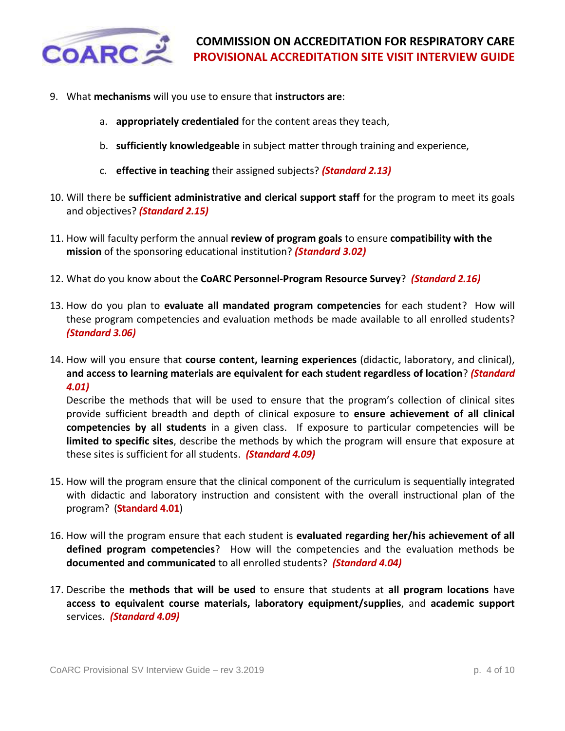9. What **mechanisms** will you use to ensure that **instructors are**:

    a. **appropriately credentialed** for the content areas they teach,

    b. **sufficiently knowledgeable** in subject matter through training and experience,

    c. **effective in teaching** their assigned subjects? ***(Standard 2.13)***

10. Will there be **sufficient administrative and clerical support staff** for the program to meet its goals and objectives? ***(Standard 2.15)***

11. How will faculty perform the annual **review of program goals** to ensure **compatibility with the mission** of the sponsoring educational institution? ***(Standard 3.02)***

12. What do you know about the **CoARC Personnel-Program Resource Survey**? ***(Standard 2.16)***

13. How do you plan to **evaluate all mandated program competencies** for each student? How will these program competencies and evaluation methods be made available to all enrolled students? ***(Standard 3.06)***

14. How will you ensure that **course content, learning experiences** (didactic, laboratory, and clinical), **and access to learning materials are equivalent for each student regardless of location**? ***(Standard 4.01)***

    Describe the methods that will be used to ensure that the program's collection of clinical sites provide sufficient breadth and depth of clinical exposure to **ensure achievement of all clinical competencies by all students** in a given class. If exposure to particular competencies will be **limited to specific sites**, describe the methods by which the program will ensure that exposure at these sites is sufficient for all students. ***(Standard 4.09)***

15. How will the program ensure that the clinical component of the curriculum is sequentially integrated with didactic and laboratory instruction and consistent with the overall instructional plan of the program? (**Standard 4.01**)

16. How will the program ensure that each student is **evaluated regarding her/his achievement of all defined program competencies**? How will the competencies and the evaluation methods be **documented and communicated** to all enrolled students? ***(Standard 4.04)***

17. Describe the **methods that will be used** to ensure that students at **all program locations** have **access to equivalent course materials, laboratory equipment/supplies**, and **academic support** services. ***(Standard 4.09)***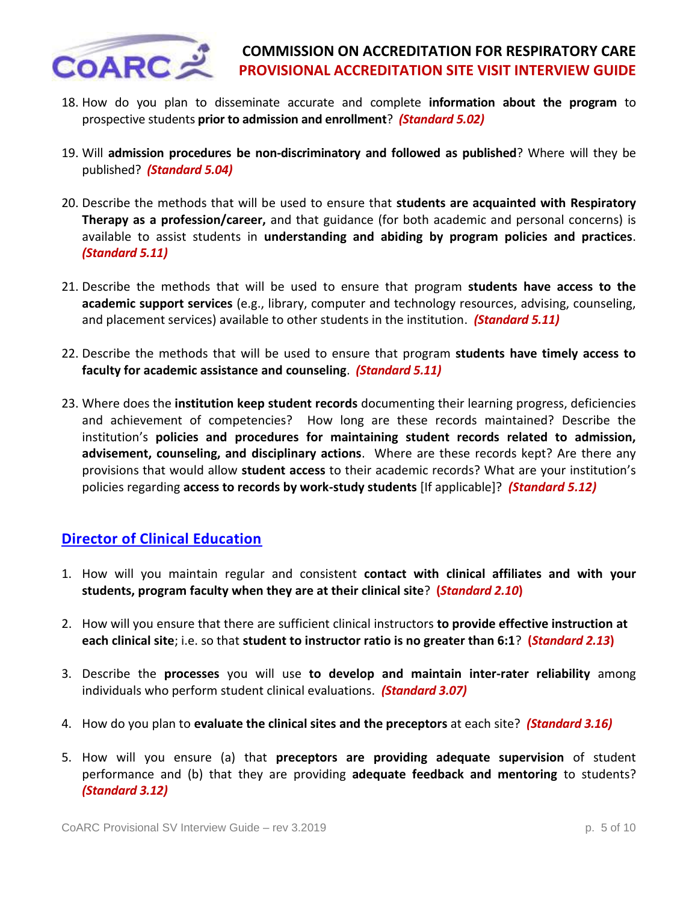18. How do you plan to disseminate accurate and complete **information about the program** to prospective students **prior to admission and enrollment**? ***(Standard 5.02)***

19. Will **admission procedures be non-discriminatory and followed as published**? Where will they be published? ***(Standard 5.04)***

20. Describe the methods that will be used to ensure that **students are acquainted with Respiratory Therapy as a profession/career,** and that guidance (for both academic and personal concerns) is available to assist students in **understanding and abiding by program policies and practices**. ***(Standard 5.11)***

21. Describe the methods that will be used to ensure that program **students have access to the academic support services** (e.g., library, computer and technology resources, advising, counseling, and placement services) available to other students in the institution. ***(Standard 5.11)***

22. Describe the methods that will be used to ensure that program **students have timely access to faculty for academic assistance and counseling**. ***(Standard 5.11)***

23. Where does the **institution keep student records** documenting their learning progress, deficiencies and achievement of competencies? How long are these records maintained? Describe the institution's **policies and procedures for maintaining student records related to admission, advisement, counseling, and disciplinary actions**. Where are these records kept? Are there any provisions that would allow **student access** to their academic records? What are your institution's policies regarding **access to records by work-study students** [If applicable]? ***(Standard 5.12)***

## Director of Clinical Education

1. How will you maintain regular and consistent **contact with clinical affiliates and with your students, program faculty when they are at their clinical site**? **(*Standard 2.10*)**

2. How will you ensure that there are sufficient clinical instructors **to provide effective instruction at each clinical site**; i.e. so that **student to instructor ratio is no greater than 6:1**? **(*Standard 2.13*)**

3. Describe the **processes** you will use **to develop and maintain inter-rater reliability** among individuals who perform student clinical evaluations. ***(Standard 3.07)***

4. How do you plan to **evaluate the clinical sites and the preceptors** at each site? ***(Standard 3.16)***

5. How will you ensure (a) that **preceptors are providing adequate supervision** of student performance and (b) that they are providing **adequate feedback and mentoring** to students? ***(Standard 3.12)***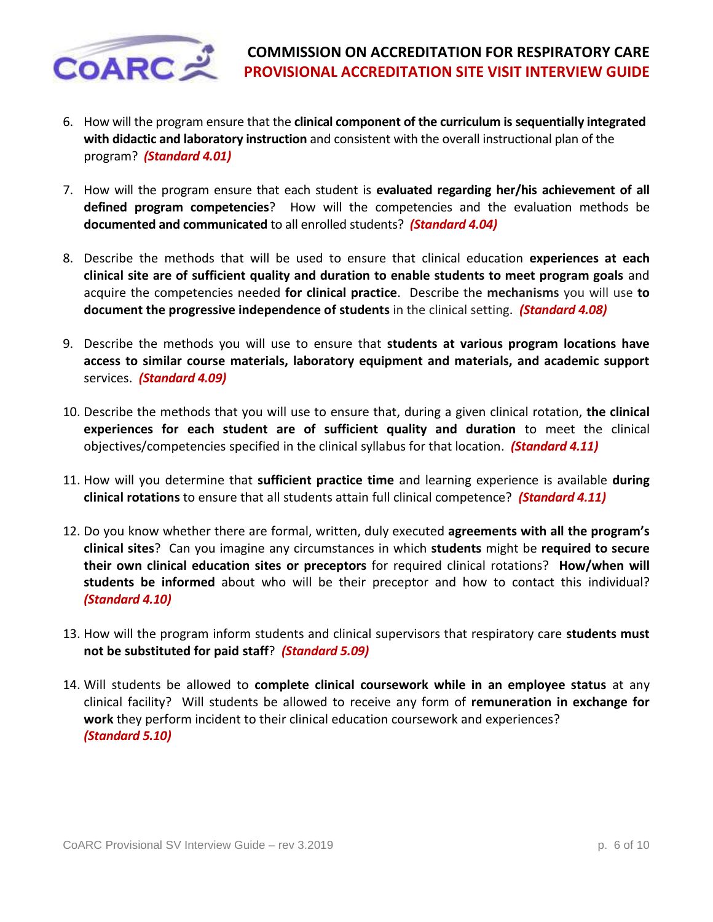6. How will the program ensure that the **clinical component of the curriculum is sequentially integrated with didactic and laboratory instruction** and consistent with the overall instructional plan of the program? ***(Standard 4.01)***

7. How will the program ensure that each student is **evaluated regarding her/his achievement of all defined program competencies**? How will the competencies and the evaluation methods be **documented and communicated** to all enrolled students? ***(Standard 4.04)***

8. Describe the methods that will be used to ensure that clinical education **experiences at each clinical site are of sufficient quality and duration to enable students to meet program goals** and acquire the competencies needed **for clinical practice**. Describe the **mechanisms** you will use **to document the progressive independence of students** in the clinical setting. ***(Standard 4.08)***

9. Describe the methods you will use to ensure that **students at various program locations have access to similar course materials, laboratory equipment and materials, and academic support** services. ***(Standard 4.09)***

10. Describe the methods that you will use to ensure that, during a given clinical rotation, **the clinical experiences for each student are of sufficient quality and duration** to meet the clinical objectives/competencies specified in the clinical syllabus for that location. ***(Standard 4.11)***

11. How will you determine that **sufficient practice time** and learning experience is available **during clinical rotations** to ensure that all students attain full clinical competence? ***(Standard 4.11)***

12. Do you know whether there are formal, written, duly executed **agreements with all the program's clinical sites**? Can you imagine any circumstances in which **students** might be **required to secure their own clinical education sites or preceptors** for required clinical rotations? **How/when will students be informed** about who will be their preceptor and how to contact this individual? ***(Standard 4.10)***

13. How will the program inform students and clinical supervisors that respiratory care **students must not be substituted for paid staff**? ***(Standard 5.09)***

14. Will students be allowed to **complete clinical coursework while in an employee status** at any clinical facility? Will students be allowed to receive any form of **remuneration in exchange for work** they perform incident to their clinical education coursework and experiences? ***(Standard 5.10)***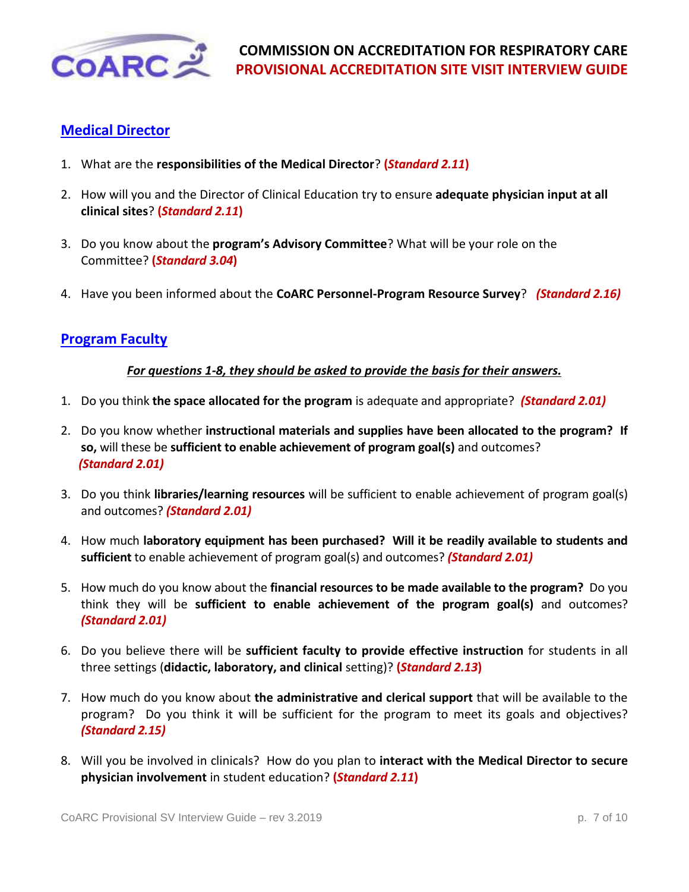## Medical Director

1. What are the **responsibilities of the Medical Director**? **(*Standard 2.11*)**

2. How will you and the Director of Clinical Education try to ensure **adequate physician input at all clinical sites**? **(*Standard 2.11*)**

3. Do you know about the **program's Advisory Committee**? What will be your role on the Committee? **(*Standard 3.04*)**

4. Have you been informed about the **CoARC Personnel-Program Resource Survey**? ***(Standard 2.16)***

## Program Faculty

***For questions 1-8, they should be asked to provide the basis for their answers.***

1. Do you think **the space allocated for the program** is adequate and appropriate? ***(Standard 2.01)***

2. Do you know whether **instructional materials and supplies have been allocated to the program? If so,** will these be **sufficient to enable achievement of program goal(s)** and outcomes? ***(Standard 2.01)***

3. Do you think **libraries/learning resources** will be sufficient to enable achievement of program goal(s) and outcomes? ***(Standard 2.01)***

4. How much **laboratory equipment has been purchased? Will it be readily available to students and sufficient** to enable achievement of program goal(s) and outcomes? ***(Standard 2.01)***

5. How much do you know about the **financial resources to be made available to the program?** Do you think they will be **sufficient to enable achievement of the program goal(s)** and outcomes? ***(Standard 2.01)***

6. Do you believe there will be **sufficient faculty to provide effective instruction** for students in all three settings (**didactic, laboratory, and clinical** setting)? **(*Standard 2.13*)**

7. How much do you know about **the administrative and clerical support** that will be available to the program? Do you think it will be sufficient for the program to meet its goals and objectives? ***(Standard 2.15)***

8. Will you be involved in clinicals? How do you plan to **interact with the Medical Director to secure physician involvement** in student education? **(*Standard 2.11*)**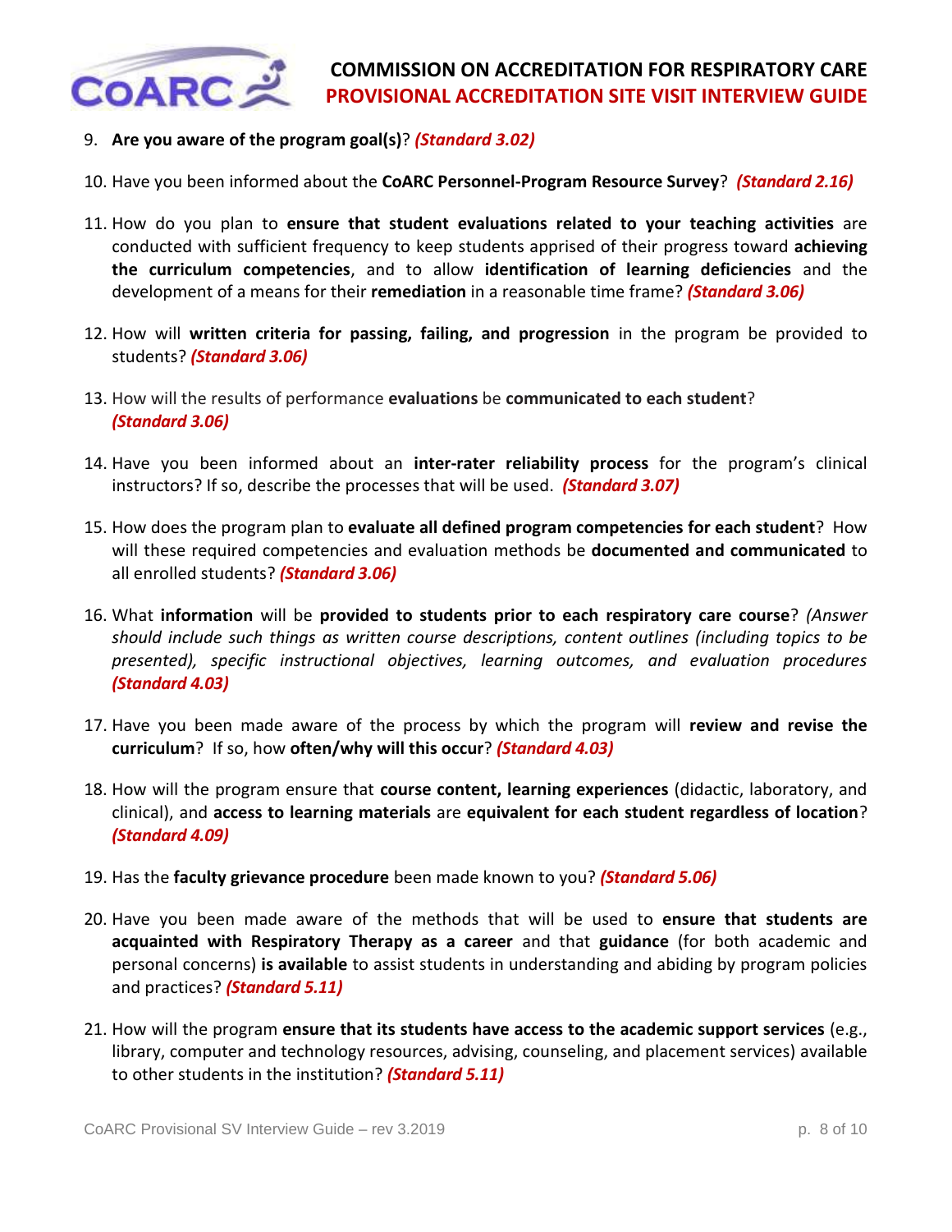9. **Are you aware of the program goal(s)**? ***(Standard 3.02)***

10. Have you been informed about the **CoARC Personnel-Program Resource Survey**? ***(Standard 2.16)***

11. How do you plan to **ensure that student evaluations related to your teaching activities** are conducted with sufficient frequency to keep students apprised of their progress toward **achieving the curriculum competencies**, and to allow **identification of learning deficiencies** and the development of a means for their **remediation** in a reasonable time frame? ***(Standard 3.06)***

12. How will **written criteria for passing, failing, and progression** in the program be provided to students? ***(Standard 3.06)***

13. How will the results of performance **evaluations** be **communicated to each student**? ***(Standard 3.06)***

14. Have you been informed about an **inter-rater reliability process** for the program's clinical instructors? If so, describe the processes that will be used. ***(Standard 3.07)***

15. How does the program plan to **evaluate all defined program competencies for each student**? How will these required competencies and evaluation methods be **documented and communicated** to all enrolled students? ***(Standard 3.06)***

16. What **information** will be **provided to students prior to each respiratory care course**? *(Answer should include such things as written course descriptions, content outlines (including topics to be presented), specific instructional objectives, learning outcomes, and evaluation procedures* ***(Standard 4.03)***

17. Have you been made aware of the process by which the program will **review and revise the curriculum**? If so, how **often/why will this occur**? ***(Standard 4.03)***

18. How will the program ensure that **course content, learning experiences** (didactic, laboratory, and clinical), and **access to learning materials** are **equivalent for each student regardless of location**? ***(Standard 4.09)***

19. Has the **faculty grievance procedure** been made known to you? ***(Standard 5.06)***

20. Have you been made aware of the methods that will be used to **ensure that students are acquainted with Respiratory Therapy as a career** and that **guidance** (for both academic and personal concerns) **is available** to assist students in understanding and abiding by program policies and practices? ***(Standard 5.11)***

21. How will the program **ensure that its students have access to the academic support services** (e.g., library, computer and technology resources, advising, counseling, and placement services) available to other students in the institution? ***(Standard 5.11)***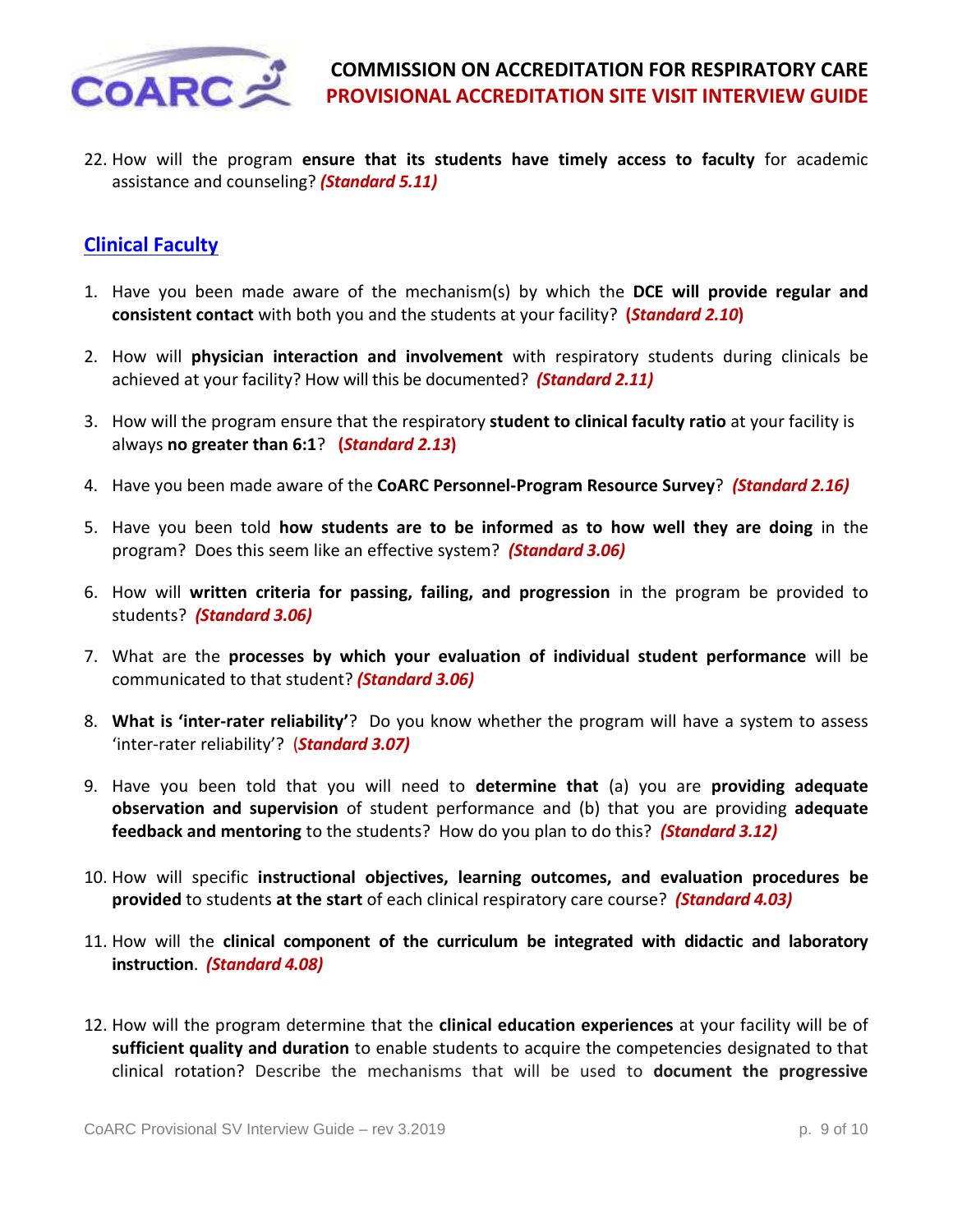22. How will the program **ensure that its students have timely access to faculty** for academic assistance and counseling? ***(Standard 5.11)***

## Clinical Faculty

1. Have you been made aware of the mechanism(s) by which the **DCE will provide regular and consistent contact** with both you and the students at your facility? **(*Standard 2.10*)**

2. How will **physician interaction and involvement** with respiratory students during clinicals be achieved at your facility? How will this be documented? ***(Standard 2.11)***

3. How will the program ensure that the respiratory **student to clinical faculty ratio** at your facility is always **no greater than 6:1**? **(*Standard 2.13*)**

4. Have you been made aware of the **CoARC Personnel-Program Resource Survey**? ***(Standard 2.16)***

5. Have you been told **how students are to be informed as to how well they are doing** in the program? Does this seem like an effective system? ***(Standard 3.06)***

6. How will **written criteria for passing, failing, and progression** in the program be provided to students? ***(Standard 3.06)***

7. What are the **processes by which your evaluation of individual student performance** will be communicated to that student? ***(Standard 3.06)***

8. **What is 'inter-rater reliability'**? Do you know whether the program will have a system to assess 'inter-rater reliability'? (***Standard 3.07)***

9. Have you been told that you will need to **determine that** (a) you are **providing adequate observation and supervision** of student performance and (b) that you are providing **adequate feedback and mentoring** to the students? How do you plan to do this? ***(Standard 3.12)***

10. How will specific **instructional objectives, learning outcomes, and evaluation procedures be provided** to students **at the start** of each clinical respiratory care course? ***(Standard 4.03)***

11. How will the **clinical component of the curriculum be integrated with didactic and laboratory instruction**. ***(Standard 4.08)***

12. How will the program determine that the **clinical education experiences** at your facility will be of **sufficient quality and duration** to enable students to acquire the competencies designated to that clinical rotation? Describe the mechanisms that will be used to **document the progressive**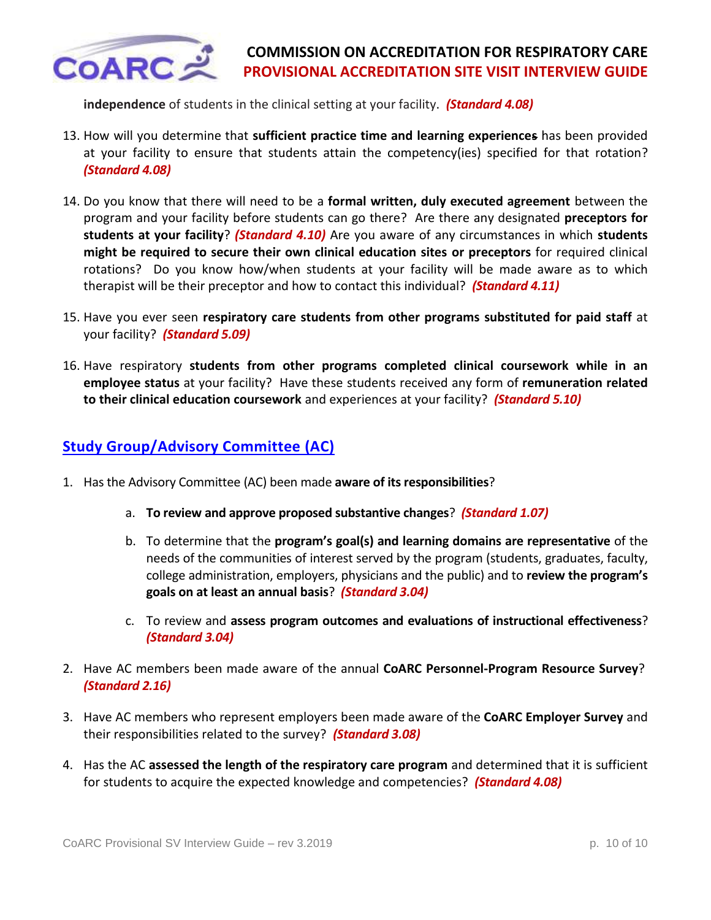**independence** of students in the clinical setting at your facility. ***(Standard 4.08)***

13. How will you determine that **sufficient practice time and learning experiences** has been provided at your facility to ensure that students attain the competency(ies) specified for that rotation? ***(Standard 4.08)***

14. Do you know that there will need to be a **formal written, duly executed agreement** between the program and your facility before students can go there? Are there any designated **preceptors for students at your facility**? ***(Standard 4.10)*** Are you aware of any circumstances in which **students might be required to secure their own clinical education sites or preceptors** for required clinical rotations? Do you know how/when students at your facility will be made aware as to which therapist will be their preceptor and how to contact this individual? ***(Standard 4.11)***

15. Have you ever seen **respiratory care students from other programs substituted for paid staff** at your facility? ***(Standard 5.09)***

16. Have respiratory **students from other programs completed clinical coursework while in an employee status** at your facility? Have these students received any form of **remuneration related to their clinical education coursework** and experiences at your facility? ***(Standard 5.10)***

## Study Group/Advisory Committee (AC)

1. Has the Advisory Committee (AC) been made **aware of its responsibilities**?
   a. **To review and approve proposed substantive changes**? ***(Standard 1.07)***
   b. To determine that the **program's goal(s) and learning domains are representative** of the needs of the communities of interest served by the program (students, graduates, faculty, college administration, employers, physicians and the public) and to **review the program's goals on at least an annual basis**? ***(Standard 3.04)***
   c. To review and **assess program outcomes and evaluations of instructional effectiveness**? ***(Standard 3.04)***
2. Have AC members been made aware of the annual **CoARC Personnel-Program Resource Survey**? ***(Standard 2.16)***
3. Have AC members who represent employers been made aware of the **CoARC Employer Survey** and their responsibilities related to the survey? ***(Standard 3.08)***
4. Has the AC **assessed the length of the respiratory care program** and determined that it is sufficient for students to acquire the expected knowledge and competencies? ***(Standard 4.08)***